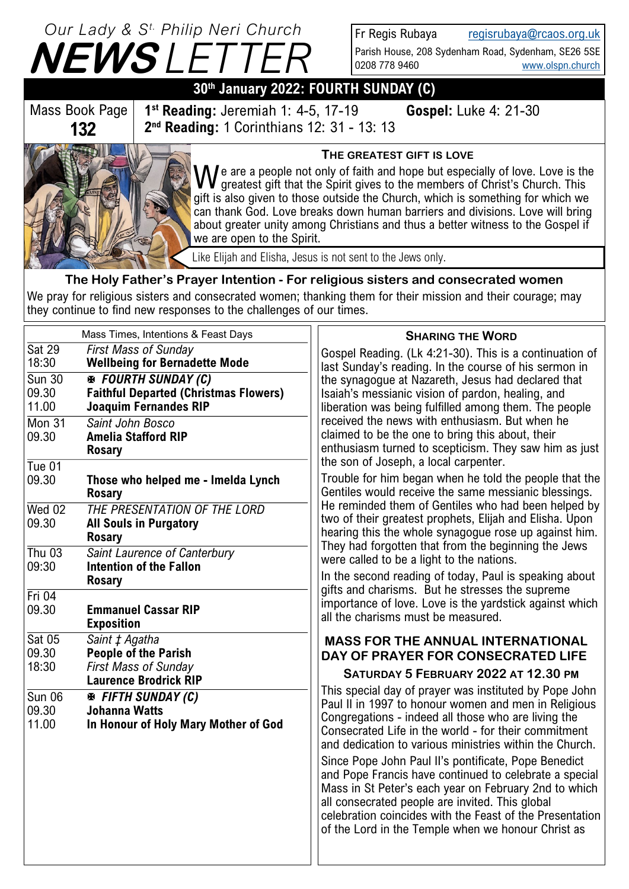# Our Lady & St. Philip Neri Church NEWSLETTER

Fr Regis Rubaya regisrubaya@rcaos.org.uk
Parish House, 208 Sydenham Road, Sydenham, SE26 5SE
0208 778 9460 www.olspn.church

## 30th January 2022: FOURTH SUNDAY (C)

| Mass Book Page | |
|---|---|
| **132** | **1st Reading:** Jeremiah 1: 4-5, 17-19 **Gospel:** Luke 4: 21-30<br>**2nd Reading:** 1 Corinthians 12: 31 - 13: 13 |

### The Greatest Gift is Love

We are a people not only of faith and hope but especially of love. Love is the greatest gift that the Spirit gives to the members of Christ's Church. This gift is also given to those outside the Church, which is something for which we can thank God. Love breaks down human barriers and divisions. Love will bring about greater unity among Christians and thus a better witness to the Gospel if we are open to the Spirit.

Like Elijah and Elisha, Jesus is not sent to the Jews only.

### The Holy Father's Prayer Intention - For religious sisters and consecrated women

We pray for religious sisters and consecrated women; thanking them for their mission and their courage; may they continue to find new responses to the challenges of our times.

| Mass Times, Intentions & Feast Days | |
|---|---|
| Sat 29 | *First Mass of Sunday* |
| 18:30 | **Wellbeing for Bernadette Mode** |
| Sun 30 | ✠ ***FOURTH SUNDAY (C)*** |
| 09.30 | **Faithful Departed (Christmas Flowers)** |
| 11.00 | **Joaquim Fernandes RIP** |
| Mon 31 | *Saint John Bosco* |
| 09.30 | **Amelia Stafford RIP** |
| | **Rosary** |
| Tue 01 | |
| 09.30 | **Those who helped me - Imelda Lynch** |
| | **Rosary** |
| Wed 02 | *THE PRESENTATION OF THE LORD* |
| 09.30 | **All Souls in Purgatory** |
| | **Rosary** |
| Thu 03 | *Saint Laurence of Canterbury* |
| 09:30 | **Intention of the Fallon** |
| | **Rosary** |
| Fri 04 | |
| 09.30 | **Emmanuel Cassar RIP** |
| | **Exposition** |
| Sat 05 | *Saint ‡ Agatha* |
| 09.30 | **People of the Parish** |
| 18:30 | *First Mass of Sunday* |
| | **Laurence Brodrick RIP** |
| Sun 06 | ✠ ***FIFTH SUNDAY (C)*** |
| 09.30 | **Johanna Watts** |
| 11.00 | **In Honour of Holy Mary Mother of God** |

### Sharing the Word

Gospel Reading. (Lk 4:21-30). This is a continuation of last Sunday's reading. In the course of his sermon in the synagogue at Nazareth, Jesus had declared that Isaiah's messianic vision of pardon, healing, and liberation was being fulfilled among them. The people received the news with enthusiasm. But when he claimed to be the one to bring this about, their enthusiasm turned to scepticism. They saw him as just the son of Joseph, a local carpenter.

Trouble for him began when he told the people that the Gentiles would receive the same messianic blessings. He reminded them of Gentiles who had been helped by two of their greatest prophets, Elijah and Elisha. Upon hearing this the whole synagogue rose up against him. They had forgotten that from the beginning the Jews were called to be a light to the nations.

In the second reading of today, Paul is speaking about gifts and charisms. But he stresses the supreme importance of love. Love is the yardstick against which all the charisms must be measured.

### MASS FOR THE ANNUAL INTERNATIONAL DAY OF PRAYER FOR CONSECRATED LIFE

#### Saturday 5 February 2022 at 12.30 pm

This special day of prayer was instituted by Pope John Paul II in 1997 to honour women and men in Religious Congregations - indeed all those who are living the Consecrated Life in the world - for their commitment and dedication to various ministries within the Church.

Since Pope John Paul II's pontificate, Pope Benedict and Pope Francis have continued to celebrate a special Mass in St Peter's each year on February 2nd to which all consecrated people are invited. This global celebration coincides with the Feast of the Presentation of the Lord in the Temple when we honour Christ as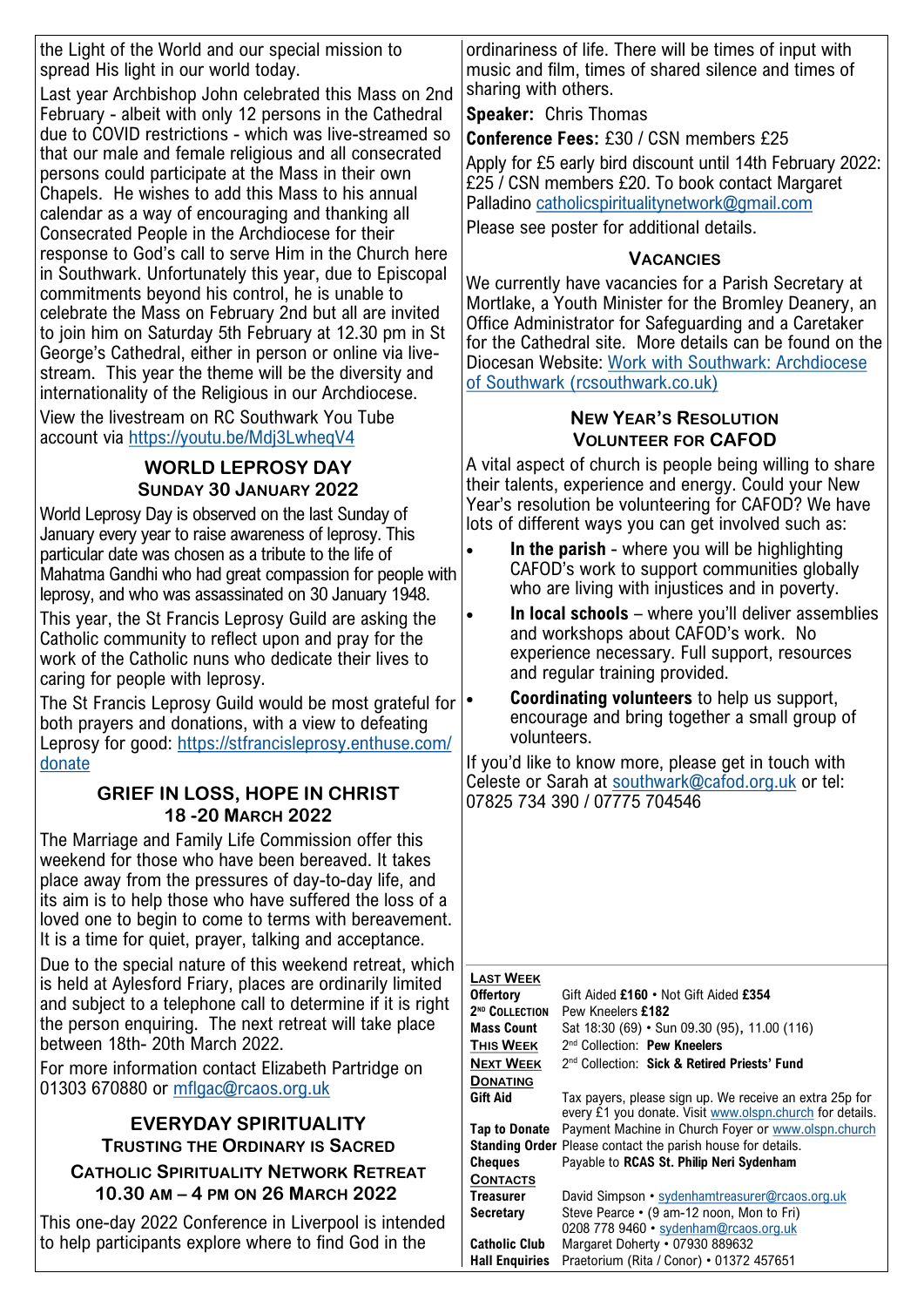the Light of the World and our special mission to spread His light in our world today.

Last year Archbishop John celebrated this Mass on 2nd February - albeit with only 12 persons in the Cathedral due to COVID restrictions - which was live-streamed so that our male and female religious and all consecrated persons could participate at the Mass in their own Chapels. He wishes to add this Mass to his annual calendar as a way of encouraging and thanking all Consecrated People in the Archdiocese for their response to God's call to serve Him in the Church here in Southwark. Unfortunately this year, due to Episcopal commitments beyond his control, he is unable to celebrate the Mass on February 2nd but all are invited to join him on Saturday 5th February at 12.30 pm in St George's Cathedral, either in person or online via live-stream. This year the theme will be the diversity and internationality of the Religious in our Archdiocese.

View the livestream on RC Southwark You Tube account via https://youtu.be/Mdj3LwheqV4

## WORLD LEPROSY DAY
### SUNDAY 30 JANUARY 2022

World Leprosy Day is observed on the last Sunday of January every year to raise awareness of leprosy. This particular date was chosen as a tribute to the life of Mahatma Gandhi who had great compassion for people with leprosy, and who was assassinated on 30 January 1948.

This year, the St Francis Leprosy Guild are asking the Catholic community to reflect upon and pray for the work of the Catholic nuns who dedicate their lives to caring for people with leprosy.

The St Francis Leprosy Guild would be most grateful for both prayers and donations, with a view to defeating Leprosy for good: https://stfrancisleprosy.enthuse.com/donate

## GRIEF IN LOSS, HOPE IN CHRIST
### 18 -20 MARCH 2022

The Marriage and Family Life Commission offer this weekend for those who have been bereaved. It takes place away from the pressures of day-to-day life, and its aim is to help those who have suffered the loss of a loved one to begin to come to terms with bereavement. It is a time for quiet, prayer, talking and acceptance.

Due to the special nature of this weekend retreat, which is held at Aylesford Friary, places are ordinarily limited and subject to a telephone call to determine if it is right the person enquiring. The next retreat will take place between 18th- 20th March 2022.

For more information contact Elizabeth Partridge on 01303 670880 or mflgac@rcaos.org.uk

## EVERYDAY SPIRITUALITY
### TRUSTING THE ORDINARY IS SACRED
### CATHOLIC SPIRITUALITY NETWORK RETREAT
### 10.30 AM – 4 PM ON 26 MARCH 2022

This one-day 2022 Conference in Liverpool is intended to help participants explore where to find God in the ordinariness of life. There will be times of input with music and film, times of shared silence and times of sharing with others.

**Speaker:** Chris Thomas

**Conference Fees:** £30 / CSN members £25

Apply for £5 early bird discount until 14th February 2022: £25 / CSN members £20. To book contact Margaret Palladino catholicspiritualitynetwork@gmail.com

Please see poster for additional details.

## VACANCIES

We currently have vacancies for a Parish Secretary at Mortlake, a Youth Minister for the Bromley Deanery, an Office Administrator for Safeguarding and a Caretaker for the Cathedral site. More details can be found on the Diocesan Website: Work with Southwark: Archdiocese of Southwark (rcsouthwark.co.uk)

## NEW YEAR'S RESOLUTION
## VOLUNTEER FOR CAFOD

A vital aspect of church is people being willing to share their talents, experience and energy. Could your New Year's resolution be volunteering for CAFOD? We have lots of different ways you can get involved such as:

- **In the parish** - where you will be highlighting CAFOD's work to support communities globally who are living with injustices and in poverty.
- **In local schools** – where you'll deliver assemblies and workshops about CAFOD's work. No experience necessary. Full support, resources and regular training provided.
- **Coordinating volunteers** to help us support, encourage and bring together a small group of volunteers.

If you'd like to know more, please get in touch with Celeste or Sarah at southwark@cafod.org.uk or tel: 07825 734 390 / 07775 704546

| | |
|---|---|
| **LAST WEEK** | |
| **Offertory** | Gift Aided **£160** • Not Gift Aided **£354** |
| **2ND COLLECTION** | Pew Kneelers **£182** |
| **Mass Count** | Sat 18:30 (69) • Sun 09.30 (95), 11.00 (116) |
| **THIS WEEK** | 2nd Collection: **Pew Kneelers** |
| **NEXT WEEK** | 2nd Collection: **Sick & Retired Priests' Fund** |
| **DONATING** | |
| **Gift Aid** | Tax payers, please sign up. We receive an extra 25p for every £1 you donate. Visit www.olspn.church for details. |
| **Tap to Donate** | Payment Machine in Church Foyer or www.olspn.church |
| **Standing Order** | Please contact the parish house for details. |
| **Cheques** | Payable to **RCAS St. Philip Neri Sydenham** |
| **CONTACTS** | |
| **Treasurer** | David Simpson • sydenhamtreasurer@rcaos.org.uk |
| **Secretary** | Steve Pearce • (9 am-12 noon, Mon to Fri) 0208 778 9460 • sydenham@rcaos.org.uk |
| **Catholic Club** | Margaret Doherty • 07930 889632 |
| **Hall Enquiries** | Praetorium (Rita / Conor) • 01372 457651 |